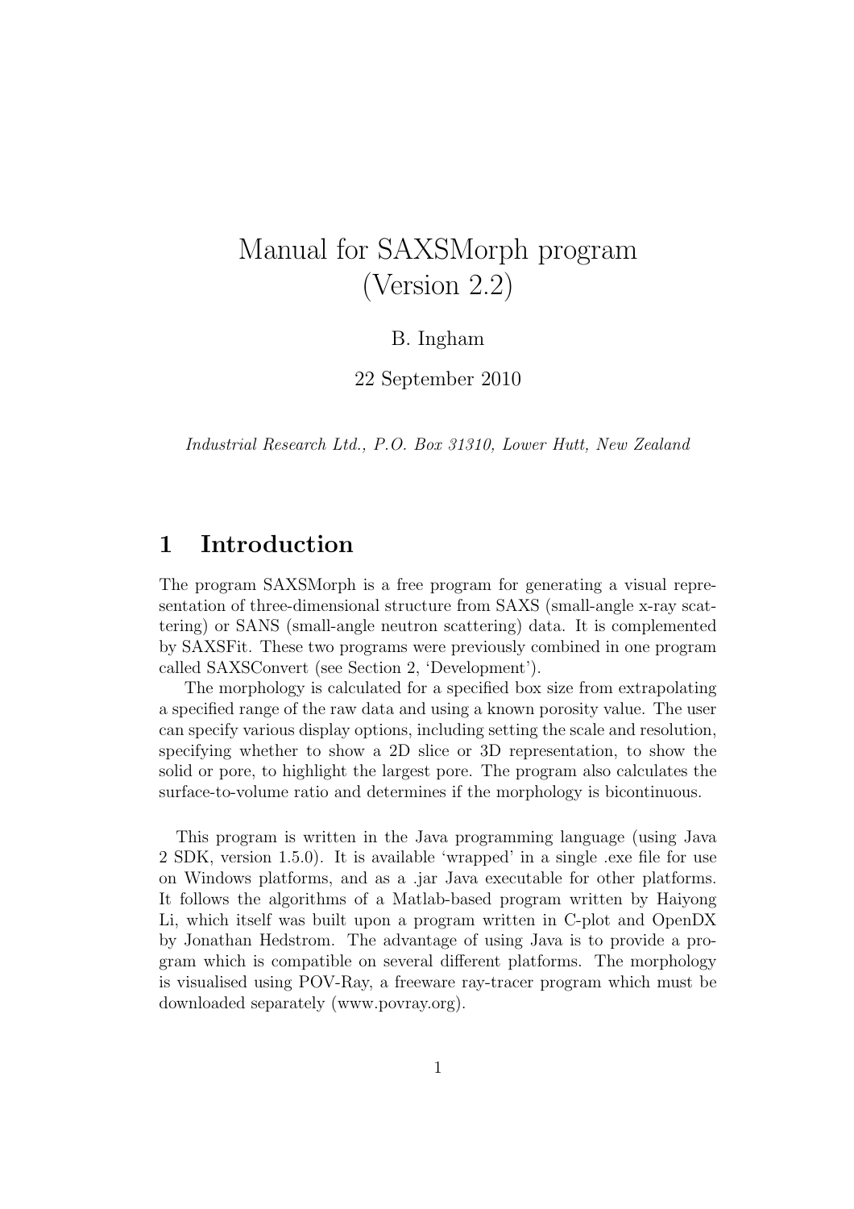# Manual for SAXSMorph program (Version 2.2)

B. Ingham

22 September 2010

*Industrial Research Ltd., P.O. Box 31310, Lower Hutt, New Zealand*

## 1 Introduction

The program SAXSMorph is a free program for generating a visual representation of three-dimensional structure from SAXS (small-angle x-ray scattering) or SANS (small-angle neutron scattering) data. It is complemented by SAXSFit. These two programs were previously combined in one program called SAXSConvert (see Section 2, 'Development').

The morphology is calculated for a specified box size from extrapolating a specified range of the raw data and using a known porosity value. The user can specify various display options, including setting the scale and resolution, specifying whether to show a 2D slice or 3D representation, to show the solid or pore, to highlight the largest pore. The program also calculates the surface-to-volume ratio and determines if the morphology is bicontinuous.

This program is written in the Java programming language (using Java 2 SDK, version 1.5.0). It is available 'wrapped' in a single .exe file for use on Windows platforms, and as a .jar Java executable for other platforms. It follows the algorithms of a Matlab-based program written by Haiyong Li, which itself was built upon a program written in C-plot and OpenDX by Jonathan Hedstrom. The advantage of using Java is to provide a program which is compatible on several different platforms. The morphology is visualised using POV-Ray, a freeware ray-tracer program which must be downloaded separately (www.povray.org).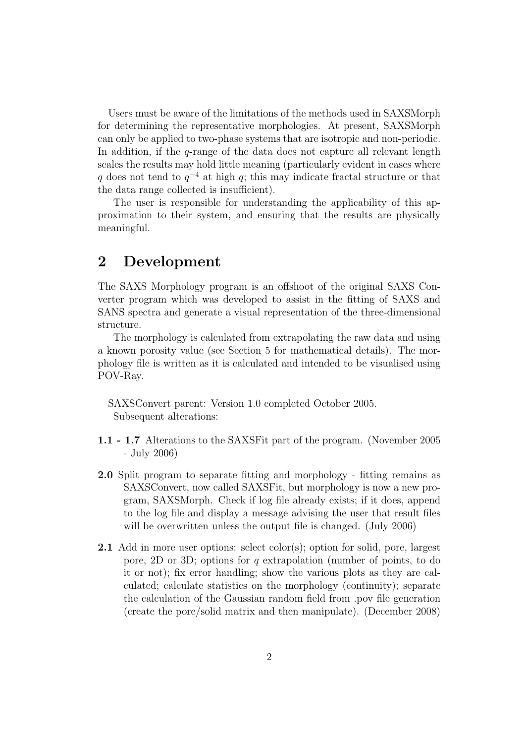Users must be aware of the limitations of the methods used in SAXSMorph for determining the representative morphologies. At present, SAXSMorph can only be applied to two-phase systems that are isotropic and non-periodic. In addition, if the $q$-range of the data does not capture all relevant length scales the results may hold little meaning (particularly evident in cases where $q$ does not tend to $q^{-4}$ at high $q$; this may indicate fractal structure or that the data range collected is insufficient).

The user is responsible for understanding the applicability of this approximation to their system, and ensuring that the results are physically meaningful.

# 2 Development

The SAXS Morphology program is an offshoot of the original SAXS Converter program which was developed to assist in the fitting of SAXS and SANS spectra and generate a visual representation of the three-dimensional structure.

The morphology is calculated from extrapolating the raw data and using a known porosity value (see Section 5 for mathematical details). The morphology file is written as it is calculated and intended to be visualised using POV-Ray.

SAXSConvert parent: Version 1.0 completed October 2005.
Subsequent alterations:

**1.1 - 1.7** Alterations to the SAXSFit part of the program. (November 2005 - July 2006)

**2.0** Split program to separate fitting and morphology - fitting remains as SAXSConvert, now called SAXSFit, but morphology is now a new program, SAXSMorph. Check if log file already exists; if it does, append to the log file and display a message advising the user that result files will be overwritten unless the output file is changed. (July 2006)

**2.1** Add in more user options: select color(s); option for solid, pore, largest pore, 2D or 3D; options for $q$ extrapolation (number of points, to do it or not); fix error handling; show the various plots as they are calculated; calculate statistics on the morphology (continuity); separate the calculation of the Gaussian random field from .pov file generation (create the pore/solid matrix and then manipulate). (December 2008)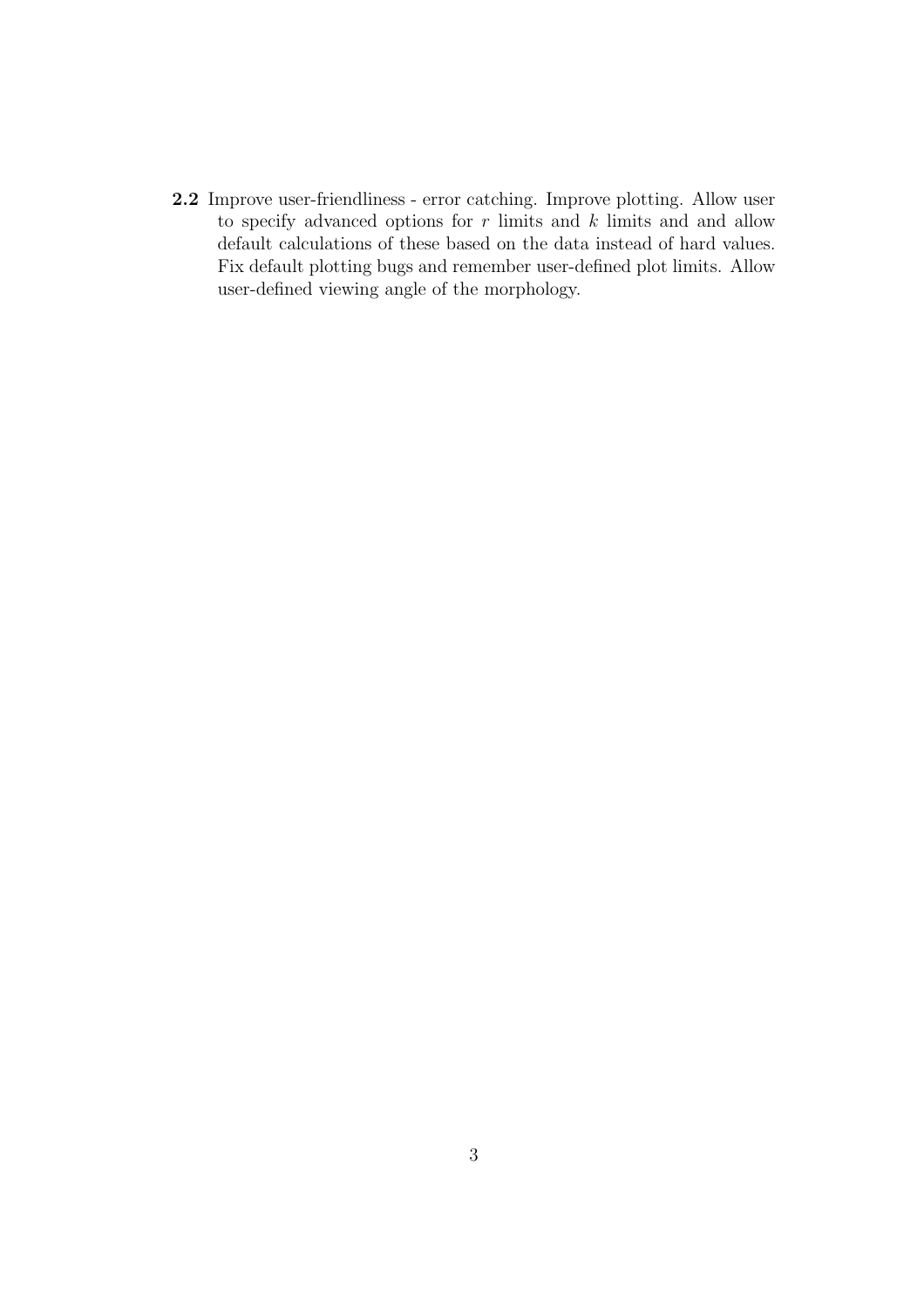**2.2** Improve user-friendliness - error catching. Improve plotting. Allow user to specify advanced options for $r$ limits and $k$ limits and and allow default calculations of these based on the data instead of hard values. Fix default plotting bugs and remember user-defined plot limits. Allow user-defined viewing angle of the morphology.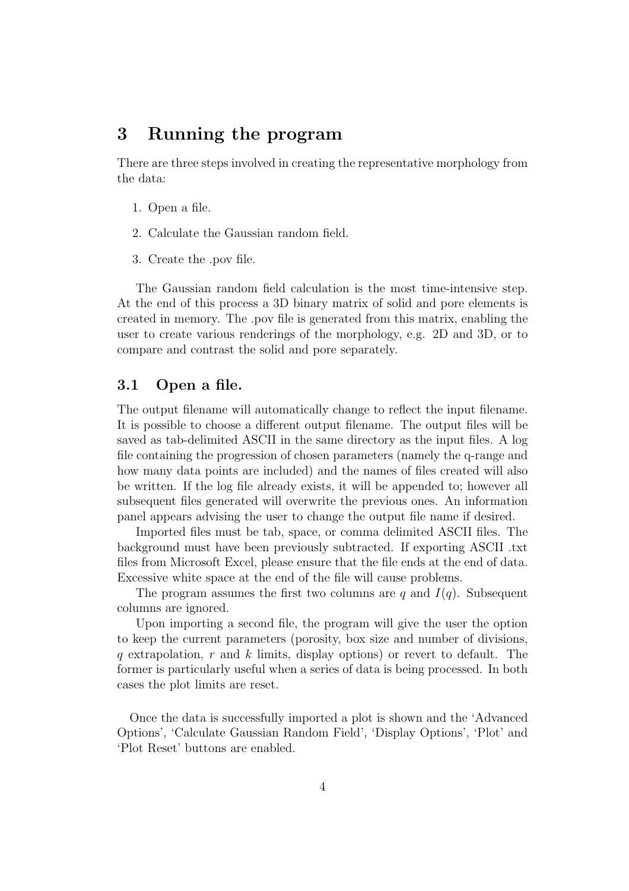# 3 Running the program

There are three steps involved in creating the representative morphology from the data:

1. Open a file.
2. Calculate the Gaussian random field.
3. Create the .pov file.

The Gaussian random field calculation is the most time-intensive step. At the end of this process a 3D binary matrix of solid and pore elements is created in memory. The .pov file is generated from this matrix, enabling the user to create various renderings of the morphology, e.g. 2D and 3D, or to compare and contrast the solid and pore separately.

## 3.1 Open a file.

The output filename will automatically change to reflect the input filename. It is possible to choose a different output filename. The output files will be saved as tab-delimited ASCII in the same directory as the input files. A log file containing the progression of chosen parameters (namely the q-range and how many data points are included) and the names of files created will also be written. If the log file already exists, it will be appended to; however all subsequent files generated will overwrite the previous ones. An information panel appears advising the user to change the output file name if desired.

Imported files must be tab, space, or comma delimited ASCII files. The background must have been previously subtracted. If exporting ASCII .txt files from Microsoft Excel, please ensure that the file ends at the end of data. Excessive white space at the end of the file will cause problems.

The program assumes the first two columns are $q$ and $I(q)$. Subsequent columns are ignored.

Upon importing a second file, the program will give the user the option to keep the current parameters (porosity, box size and number of divisions, $q$ extrapolation, $r$ and $k$ limits, display options) or revert to default. The former is particularly useful when a series of data is being processed. In both cases the plot limits are reset.

Once the data is successfully imported a plot is shown and the 'Advanced Options', 'Calculate Gaussian Random Field', 'Display Options', 'Plot' and 'Plot Reset' buttons are enabled.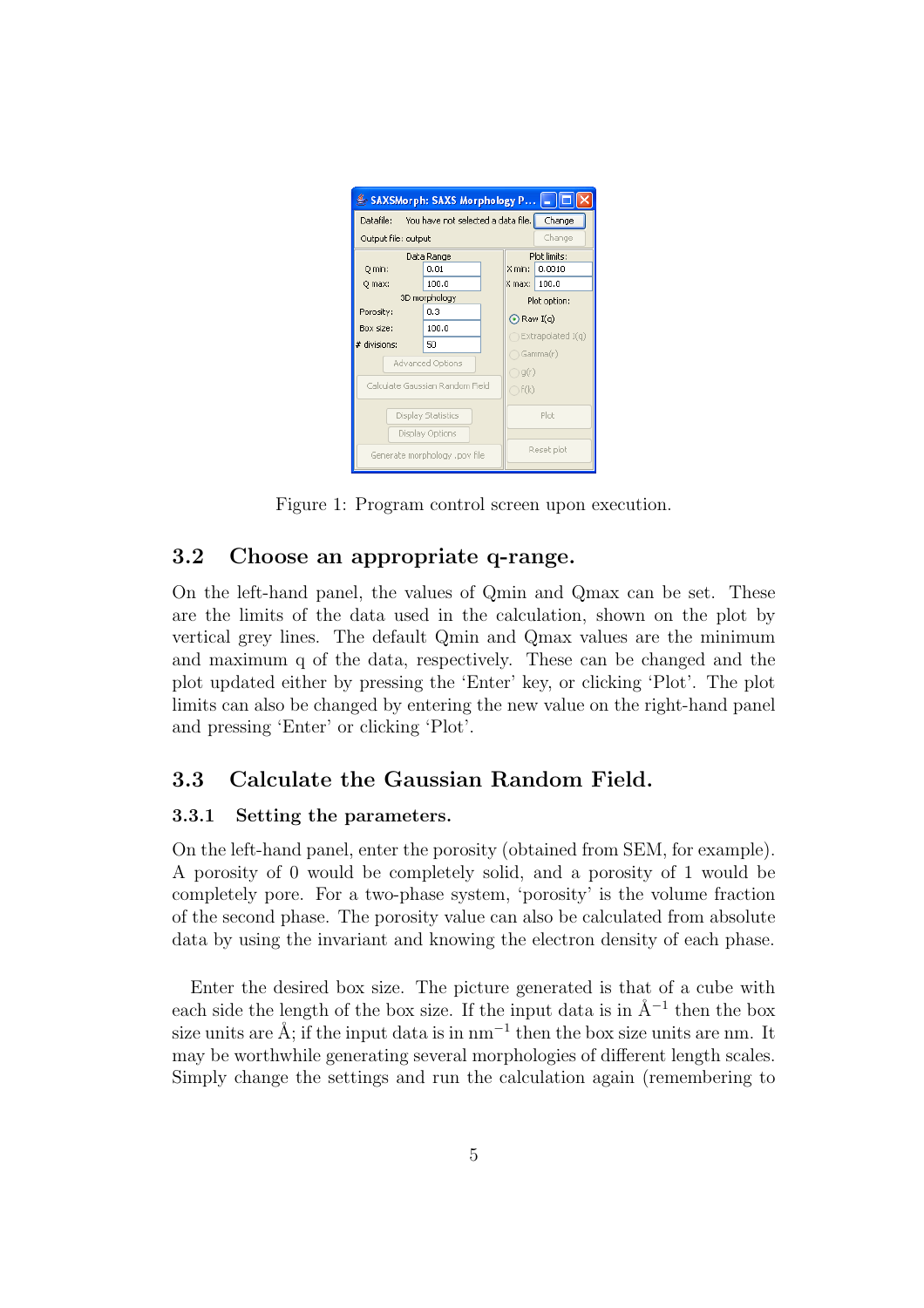Figure 1: Program control screen upon execution.

## 3.2 Choose an appropriate q-range.

On the left-hand panel, the values of Qmin and Qmax can be set. These are the limits of the data used in the calculation, shown on the plot by vertical grey lines. The default Qmin and Qmax values are the minimum and maximum q of the data, respectively. These can be changed and the plot updated either by pressing the 'Enter' key, or clicking 'Plot'. The plot limits can also be changed by entering the new value on the right-hand panel and pressing 'Enter' or clicking 'Plot'.

## 3.3 Calculate the Gaussian Random Field.

### 3.3.1 Setting the parameters.

On the left-hand panel, enter the porosity (obtained from SEM, for example). A porosity of 0 would be completely solid, and a porosity of 1 would be completely pore. For a two-phase system, 'porosity' is the volume fraction of the second phase. The porosity value can also be calculated from absolute data by using the invariant and knowing the electron density of each phase.

Enter the desired box size. The picture generated is that of a cube with each side the length of the box size. If the input data is in $\text{Å}^{-1}$ then the box size units are Å; if the input data is in $\text{nm}^{-1}$ then the box size units are nm. It may be worthwhile generating several morphologies of different length scales. Simply change the settings and run the calculation again (remembering to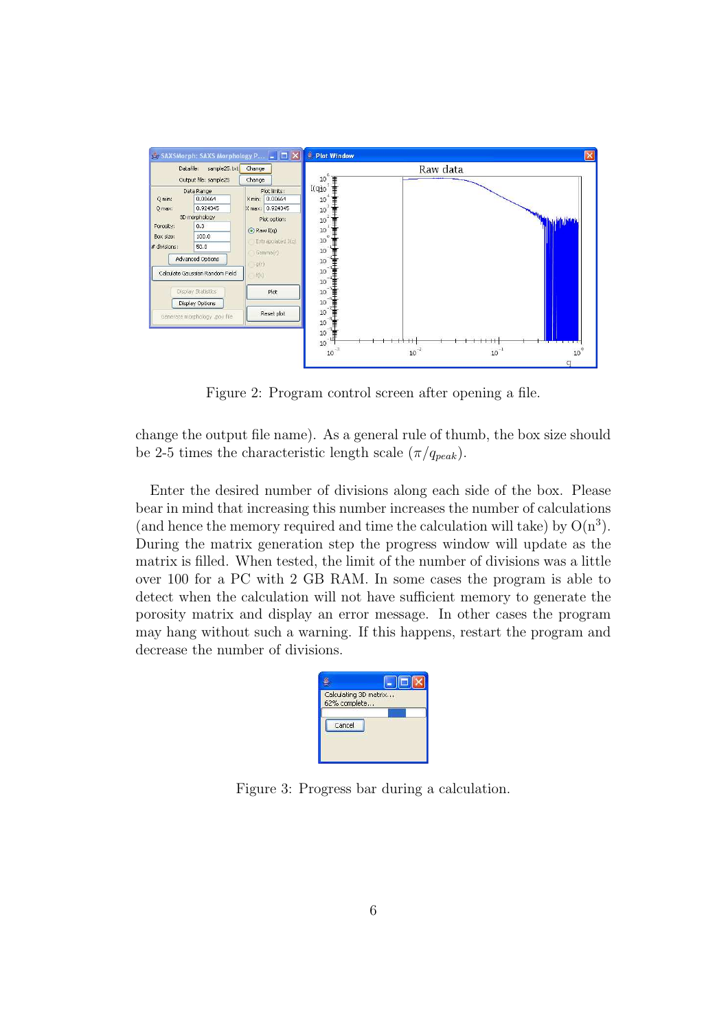Figure 2: Program control screen after opening a file.

change the output file name). As a general rule of thumb, the box size should be 2-5 times the characteristic length scale ($\pi/q_{peak}$).

Enter the desired number of divisions along each side of the box. Please bear in mind that increasing this number increases the number of calculations (and hence the memory required and time the calculation will take) by $O(n^3)$. During the matrix generation step the progress window will update as the matrix is filled. When tested, the limit of the number of divisions was a little over 100 for a PC with 2 GB RAM. In some cases the program is able to detect when the calculation will not have sufficient memory to generate the porosity matrix and display an error message. In other cases the program may hang without such a warning. If this happens, restart the program and decrease the number of divisions.

Figure 3: Progress bar during a calculation.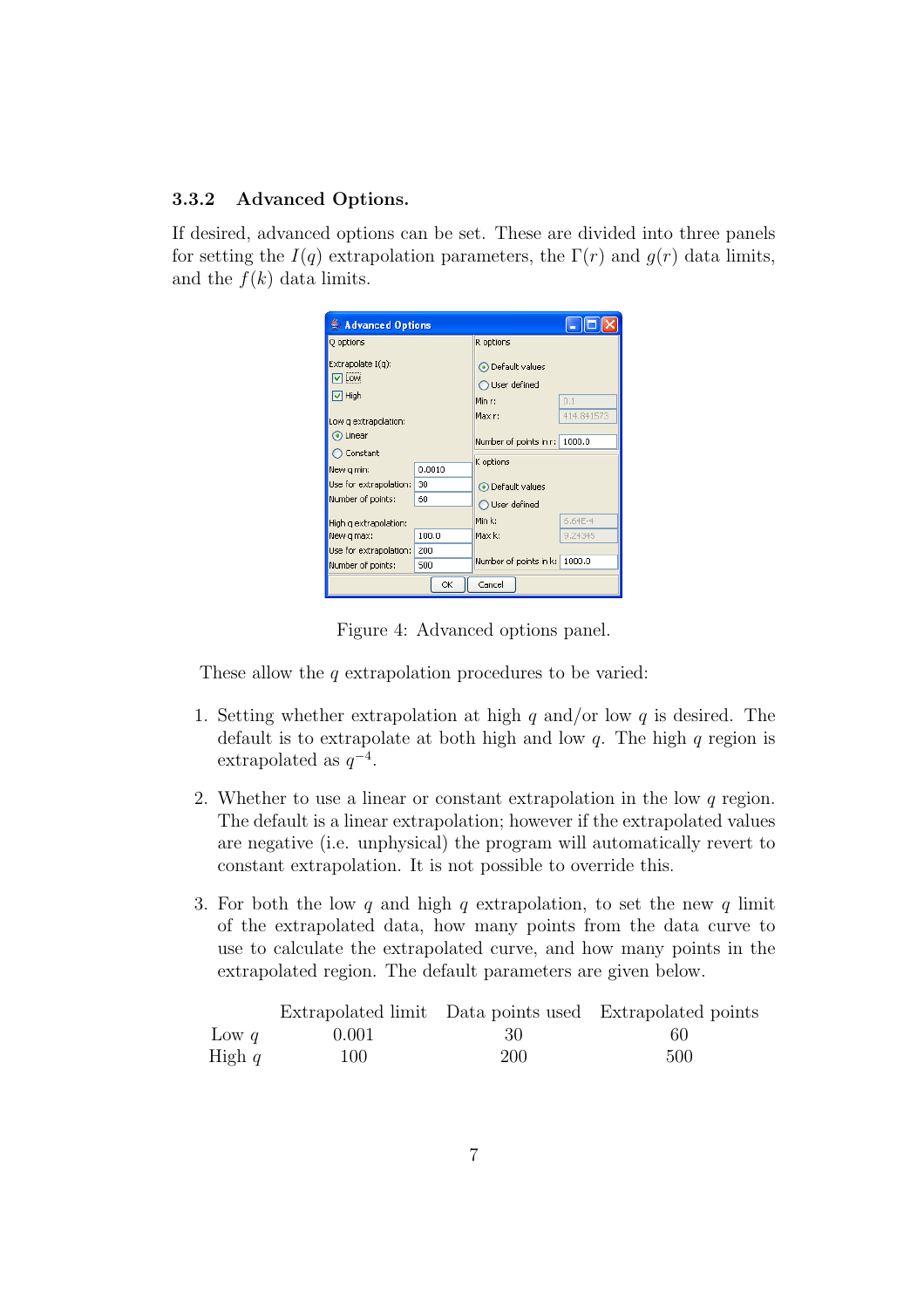### 3.3.2 Advanced Options.

If desired, advanced options can be set. These are divided into three panels for setting the $I(q)$ extrapolation parameters, the $\Gamma(r)$ and $g(r)$ data limits, and the $f(k)$ data limits.

Figure 4: Advanced options panel.

These allow the $q$ extrapolation procedures to be varied:

1. Setting whether extrapolation at high $q$ and/or low $q$ is desired. The default is to extrapolate at both high and low $q$. The high $q$ region is extrapolated as $q^{-4}$.

2. Whether to use a linear or constant extrapolation in the low $q$ region. The default is a linear extrapolation; however if the extrapolated values are negative (i.e. unphysical) the program will automatically revert to constant extrapolation. It is not possible to override this.

3. For both the low $q$ and high $q$ extrapolation, to set the new $q$ limit of the extrapolated data, how many points from the data curve to use to calculate the extrapolated curve, and how many points in the extrapolated region. The default parameters are given below.

| | Extrapolated limit | Data points used | Extrapolated points |
|---|---|---|---|
| Low $q$ | 0.001 | 30 | 60 |
| High $q$ | 100 | 200 | 500 |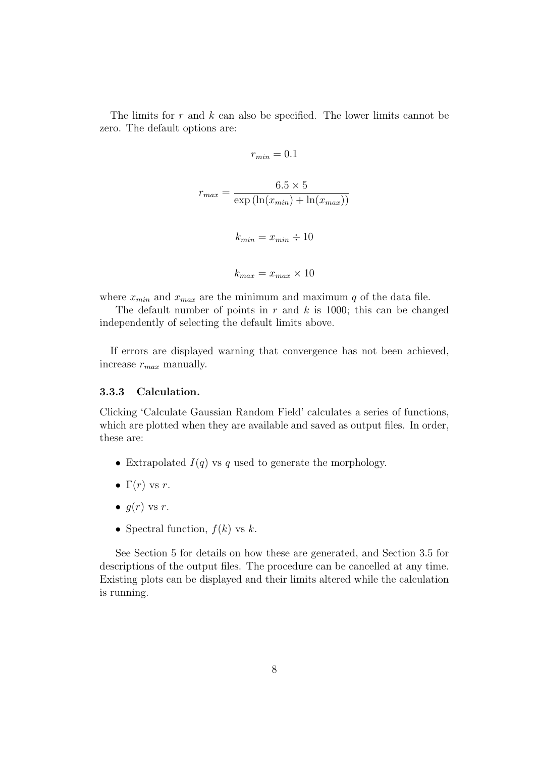The limits for $r$ and $k$ can also be specified. The lower limits cannot be zero. The default options are:

$$r_{min} = 0.1$$

$$r_{max} = \frac{6.5 \times 5}{\exp\left(\ln(x_{min}) + \ln(x_{max})\right)}$$

$$k_{min} = x_{min} \div 10$$

$$k_{max} = x_{max} \times 10$$

where $x_{min}$ and $x_{max}$ are the minimum and maximum $q$ of the data file.

The default number of points in $r$ and $k$ is 1000; this can be changed independently of selecting the default limits above.

If errors are displayed warning that convergence has not been achieved, increase $r_{max}$ manually.

### 3.3.3 Calculation.

Clicking 'Calculate Gaussian Random Field' calculates a series of functions, which are plotted when they are available and saved as output files. In order, these are:

- Extrapolated $I(q)$ vs $q$ used to generate the morphology.
- $\Gamma(r)$ vs $r$.
- $g(r)$ vs $r$.
- Spectral function, $f(k)$ vs $k$.

See Section 5 for details on how these are generated, and Section 3.5 for descriptions of the output files. The procedure can be cancelled at any time. Existing plots can be displayed and their limits altered while the calculation is running.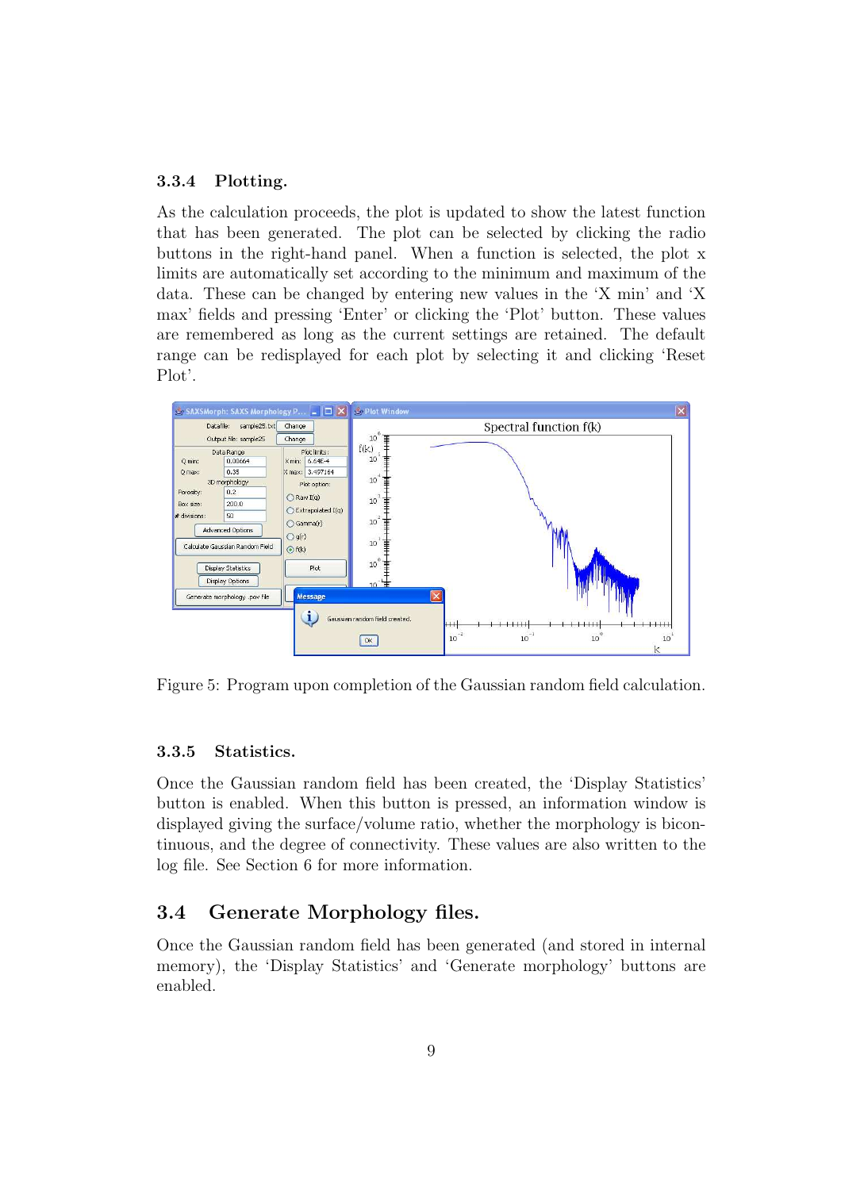### 3.3.4 Plotting.

As the calculation proceeds, the plot is updated to show the latest function that has been generated. The plot can be selected by clicking the radio buttons in the right-hand panel. When a function is selected, the plot x limits are automatically set according to the minimum and maximum of the data. These can be changed by entering new values in the 'X min' and 'X max' fields and pressing 'Enter' or clicking the 'Plot' button. These values are remembered as long as the current settings are retained. The default range can be redisplayed for each plot by selecting it and clicking 'Reset Plot'.

Figure 5: Program upon completion of the Gaussian random field calculation.

### 3.3.5 Statistics.

Once the Gaussian random field has been created, the 'Display Statistics' button is enabled. When this button is pressed, an information window is displayed giving the surface/volume ratio, whether the morphology is bicontinuous, and the degree of connectivity. These values are also written to the log file. See Section 6 for more information.

## 3.4 Generate Morphology files.

Once the Gaussian random field has been generated (and stored in internal memory), the 'Display Statistics' and 'Generate morphology' buttons are enabled.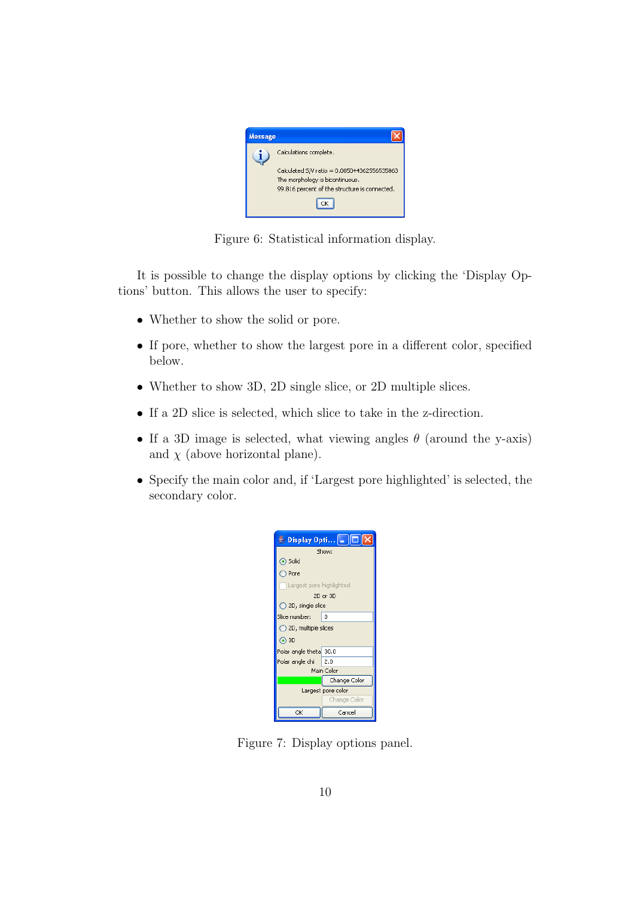Figure 6: Statistical information display.

It is possible to change the display options by clicking the 'Display Options' button. This allows the user to specify:

- Whether to show the solid or pore.
- If pore, whether to show the largest pore in a different color, specified below.
- Whether to show 3D, 2D single slice, or 2D multiple slices.
- If a 2D slice is selected, which slice to take in the z-direction.
- If a 3D image is selected, what viewing angles $\theta$ (around the y-axis) and $\chi$ (above horizontal plane).
- Specify the main color and, if 'Largest pore highlighted' is selected, the secondary color.

Figure 7: Display options panel.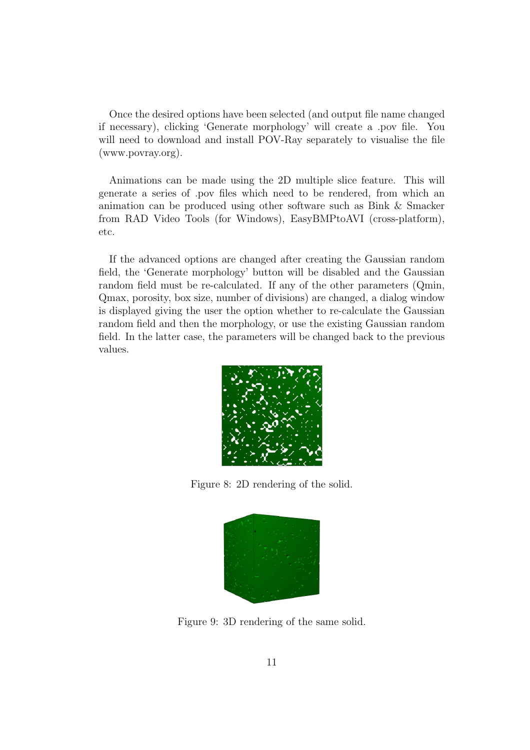Once the desired options have been selected (and output file name changed if necessary), clicking 'Generate morphology' will create a .pov file. You will need to download and install POV-Ray separately to visualise the file (www.povray.org).

Animations can be made using the 2D multiple slice feature. This will generate a series of .pov files which need to be rendered, from which an animation can be produced using other software such as Bink & Smacker from RAD Video Tools (for Windows), EasyBMPtoAVI (cross-platform), etc.

If the advanced options are changed after creating the Gaussian random field, the 'Generate morphology' button will be disabled and the Gaussian random field must be re-calculated. If any of the other parameters (Qmin, Qmax, porosity, box size, number of divisions) are changed, a dialog window is displayed giving the user the option whether to re-calculate the Gaussian random field and then the morphology, or use the existing Gaussian random field. In the latter case, the parameters will be changed back to the previous values.

Figure 8: 2D rendering of the solid.

Figure 9: 3D rendering of the same solid.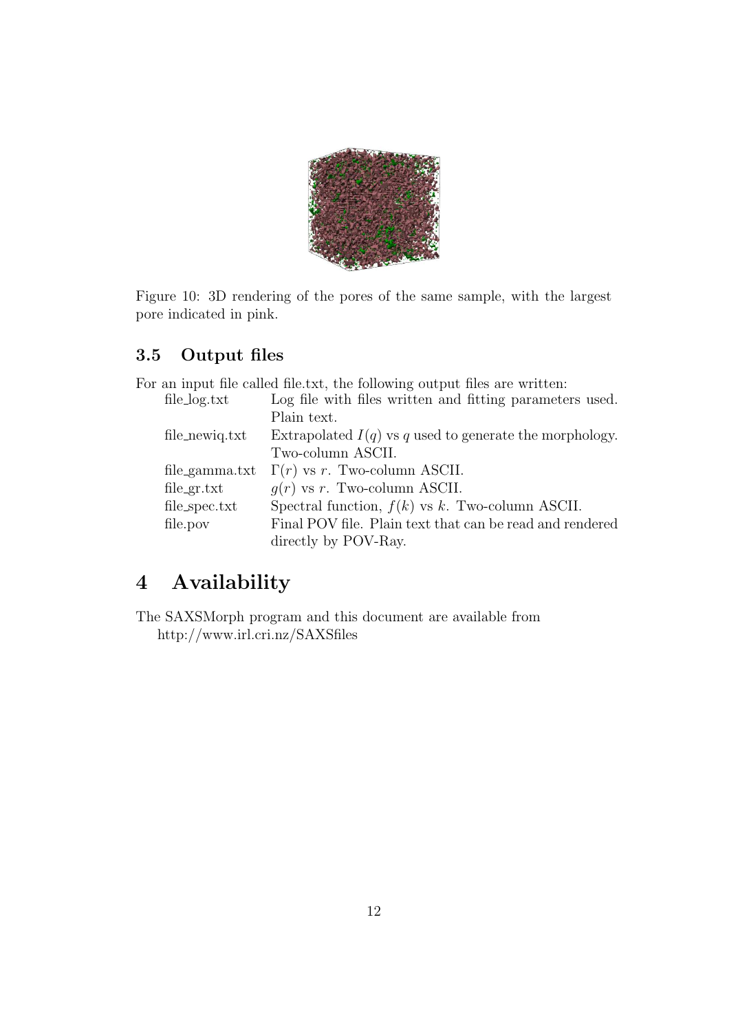Figure 10: 3D rendering of the pores of the same sample, with the largest pore indicated in pink.

### 3.5 Output files

For an input file called file.txt, the following output files are written:

| | |
|---|---|
| file_log.txt | Log file with files written and fitting parameters used. Plain text. |
| file_newiq.txt | Extrapolated $I(q)$ vs $q$ used to generate the morphology. Two-column ASCII. |
| file_gamma.txt | $\Gamma(r)$ vs $r$. Two-column ASCII. |
| file_gr.txt | $g(r)$ vs $r$. Two-column ASCII. |
| file_spec.txt | Spectral function, $f(k)$ vs $k$. Two-column ASCII. |
| file.pov | Final POV file. Plain text that can be read and rendered directly by POV-Ray. |

## 4 Availability

The SAXSMorph program and this document are available from http://www.irl.cri.nz/SAXSfiles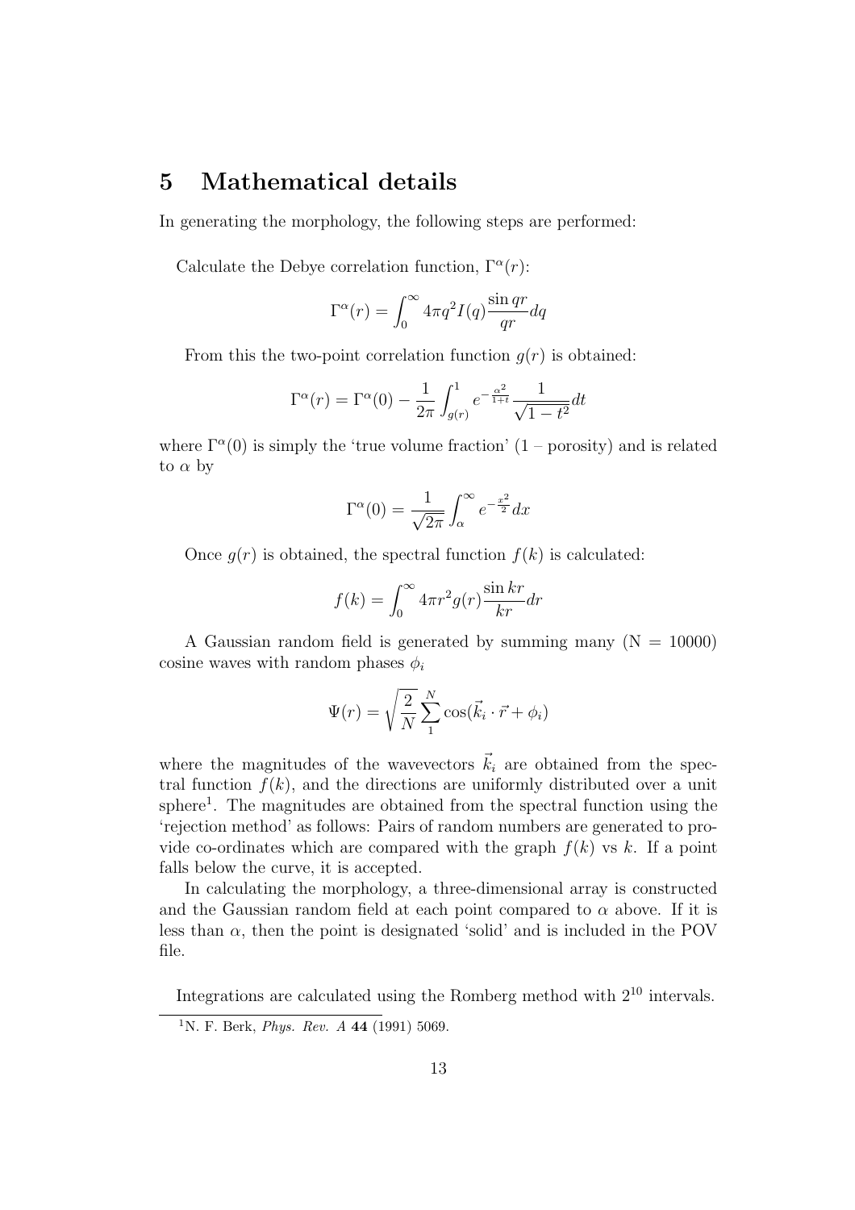# 5 Mathematical details

In generating the morphology, the following steps are performed:

Calculate the Debye correlation function, $\Gamma^\alpha(r)$:

$$\Gamma^\alpha(r) = \int_0^\infty 4\pi q^2 I(q) \frac{\sin qr}{qr} dq$$

From this the two-point correlation function $g(r)$ is obtained:

$$\Gamma^\alpha(r) = \Gamma^\alpha(0) - \frac{1}{2\pi} \int_{g(r)}^1 e^{-\frac{\alpha^2}{1+t}} \frac{1}{\sqrt{1-t^2}} dt$$

where $\Gamma^\alpha(0)$ is simply the 'true volume fraction' (1 – porosity) and is related to $\alpha$ by

$$\Gamma^\alpha(0) = \frac{1}{\sqrt{2\pi}} \int_\alpha^\infty e^{-\frac{x^2}{2}} dx$$

Once $g(r)$ is obtained, the spectral function $f(k)$ is calculated:

$$f(k) = \int_0^\infty 4\pi r^2 g(r) \frac{\sin kr}{kr} dr$$

A Gaussian random field is generated by summing many (N = 10000) cosine waves with random phases $\phi_i$

$$\Psi(r) = \sqrt{\frac{2}{N}} \sum_1^N \cos(\vec{k}_i \cdot \vec{r} + \phi_i)$$

where the magnitudes of the wavevectors $\vec{k}_i$ are obtained from the spectral function $f(k)$, and the directions are uniformly distributed over a unit sphere[1]. The magnitudes are obtained from the spectral function using the 'rejection method' as follows: Pairs of random numbers are generated to provide co-ordinates which are compared with the graph $f(k)$ vs $k$. If a point falls below the curve, it is accepted.

In calculating the morphology, a three-dimensional array is constructed and the Gaussian random field at each point compared to $\alpha$ above. If it is less than $\alpha$, then the point is designated 'solid' and is included in the POV file.

Integrations are calculated using the Romberg method with $2^{10}$ intervals.

[1] N. F. Berk, *Phys. Rev. A* **44** (1991) 5069.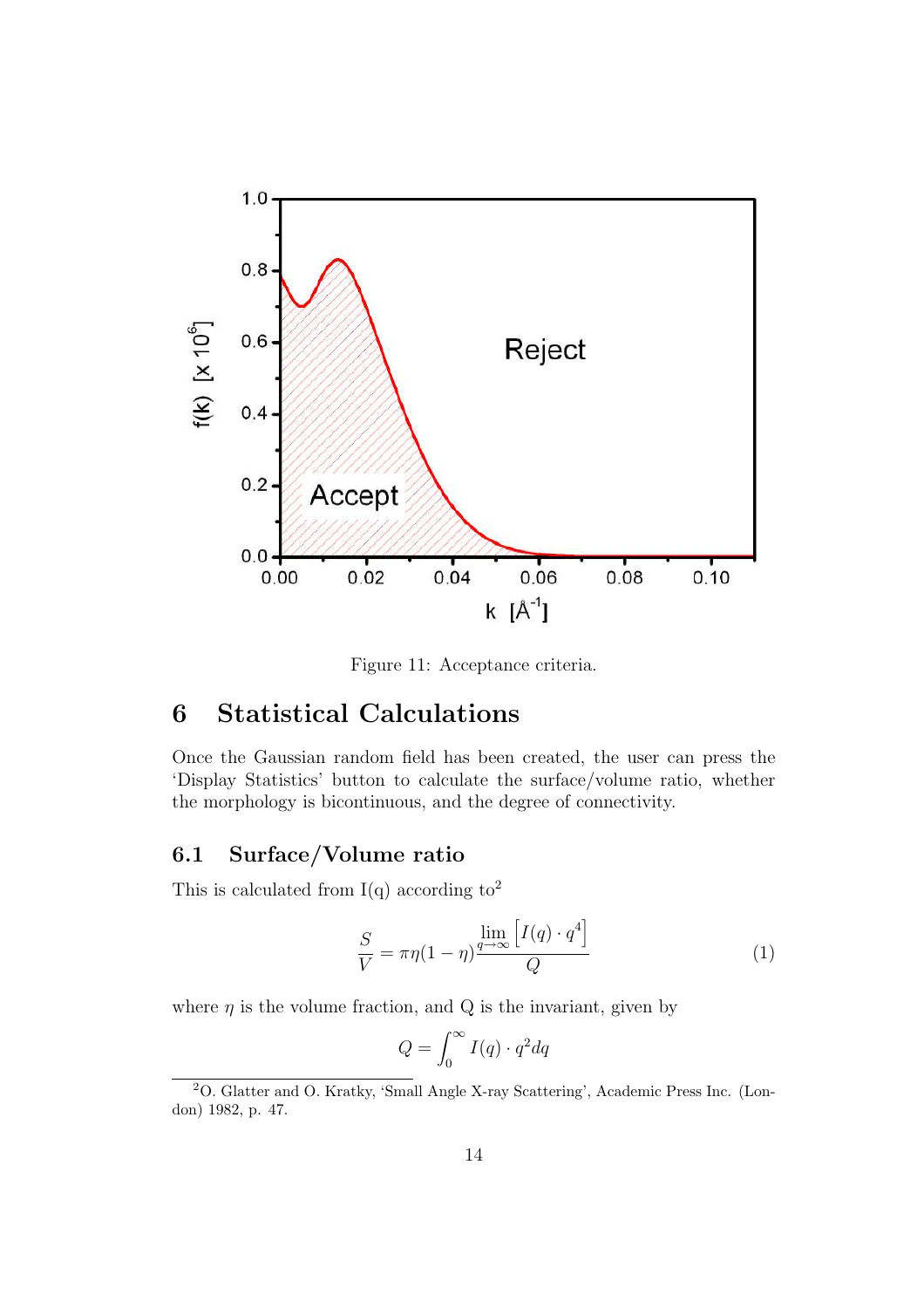Figure 11: Acceptance criteria.

# 6 Statistical Calculations

Once the Gaussian random field has been created, the user can press the 'Display Statistics' button to calculate the surface/volume ratio, whether the morphology is bicontinuous, and the degree of connectivity.

## 6.1 Surface/Volume ratio

This is calculated from I(q) according to[2]

$$\frac{S}{V} = \pi\eta(1-\eta)\frac{\lim_{q\to\infty}\left[I(q)\cdot q^{4}\right]}{Q} \tag{1}$$

where $\eta$ is the volume fraction, and Q is the invariant, given by

$$Q = \int_{0}^{\infty} I(q)\cdot q^{2}dq$$

[2] O. Glatter and O. Kratky, 'Small Angle X-ray Scattering', Academic Press Inc. (London) 1982, p. 47.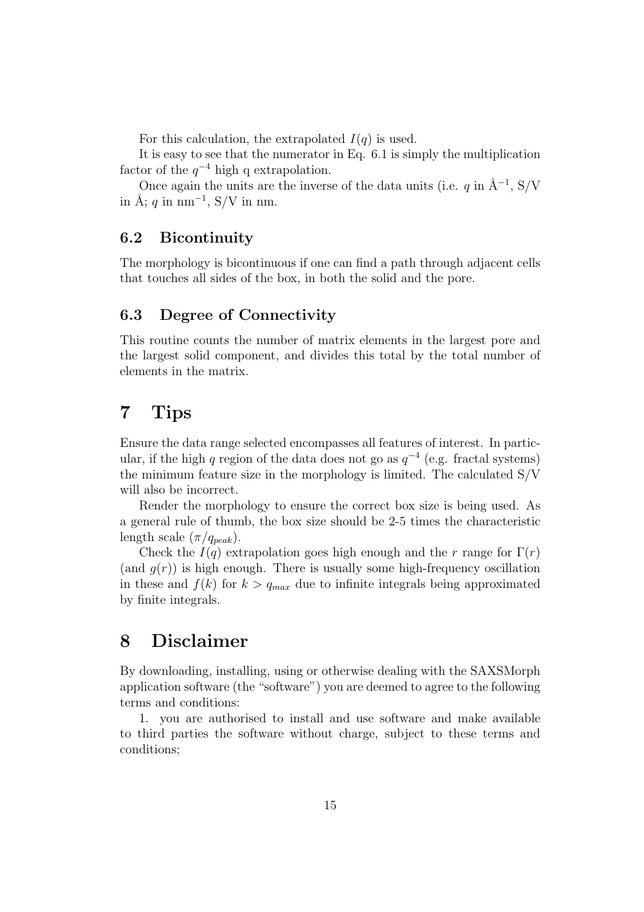For this calculation, the extrapolated $I(q)$ is used.

It is easy to see that the numerator in Eq. 6.1 is simply the multiplication factor of the $q^{-4}$ high q extrapolation.

Once again the units are the inverse of the data units (i.e. $q$ in Å$^{-1}$, S/V in Å; $q$ in nm$^{-1}$, S/V in nm.

### 6.2 Bicontinuity

The morphology is bicontinuous if one can find a path through adjacent cells that touches all sides of the box, in both the solid and the pore.

### 6.3 Degree of Connectivity

This routine counts the number of matrix elements in the largest pore and the largest solid component, and divides this total by the total number of elements in the matrix.

## 7 Tips

Ensure the data range selected encompasses all features of interest. In particular, if the high $q$ region of the data does not go as $q^{-4}$ (e.g. fractal systems) the minimum feature size in the morphology is limited. The calculated S/V will also be incorrect.

Render the morphology to ensure the correct box size is being used. As a general rule of thumb, the box size should be 2-5 times the characteristic length scale ($\pi/q_{peak}$).

Check the $I(q)$ extrapolation goes high enough and the $r$ range for $\Gamma(r)$ (and $g(r)$) is high enough. There is usually some high-frequency oscillation in these and $f(k)$ for $k > q_{max}$ due to infinite integrals being approximated by finite integrals.

## 8 Disclaimer

By downloading, installing, using or otherwise dealing with the SAXSMorph application software (the "software") you are deemed to agree to the following terms and conditions:

1. you are authorised to install and use software and make available to third parties the software without charge, subject to these terms and conditions;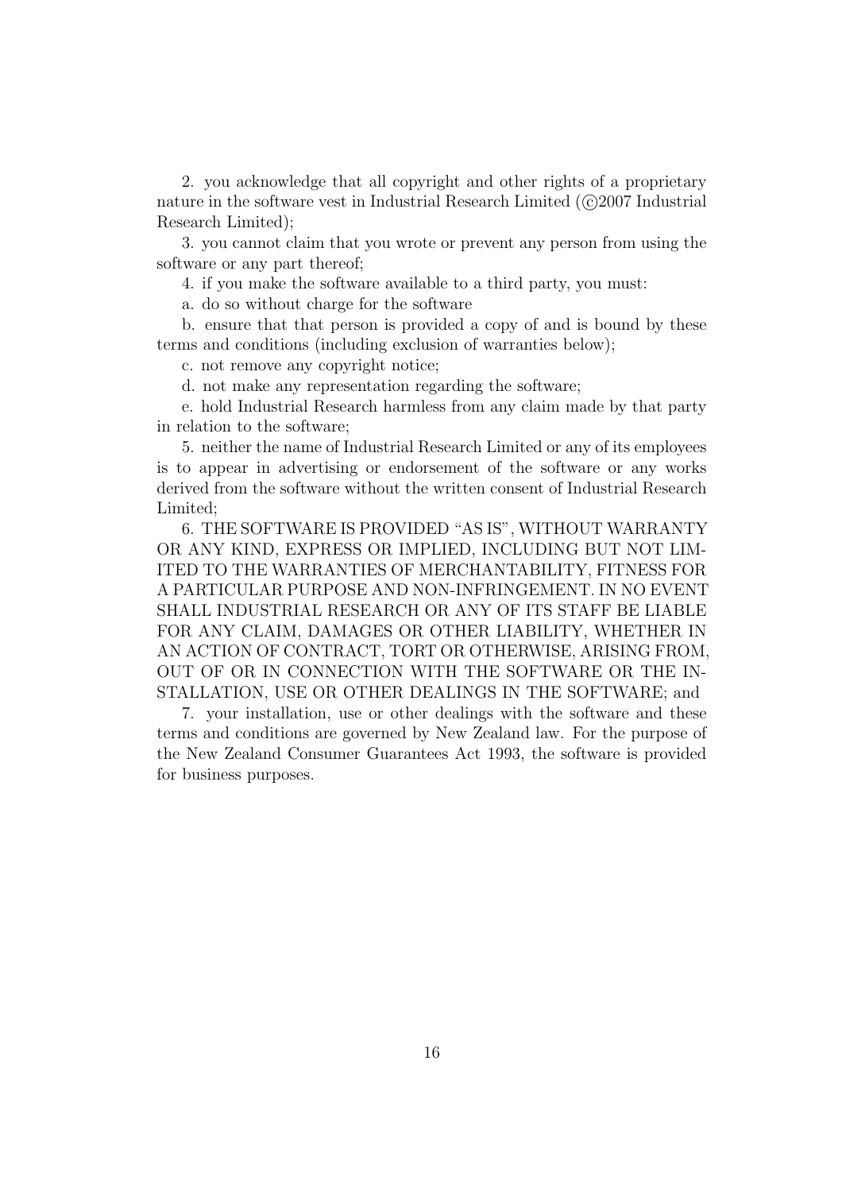2. you acknowledge that all copyright and other rights of a proprietary nature in the software vest in Industrial Research Limited (©2007 Industrial Research Limited);

3. you cannot claim that you wrote or prevent any person from using the software or any part thereof;

4. if you make the software available to a third party, you must:

a. do so without charge for the software

b. ensure that that person is provided a copy of and is bound by these terms and conditions (including exclusion of warranties below);

c. not remove any copyright notice;

d. not make any representation regarding the software;

e. hold Industrial Research harmless from any claim made by that party in relation to the software;

5. neither the name of Industrial Research Limited or any of its employees is to appear in advertising or endorsement of the software or any works derived from the software without the written consent of Industrial Research Limited;

6. THE SOFTWARE IS PROVIDED "AS IS", WITHOUT WARRANTY OR ANY KIND, EXPRESS OR IMPLIED, INCLUDING BUT NOT LIMITED TO THE WARRANTIES OF MERCHANTABILITY, FITNESS FOR A PARTICULAR PURPOSE AND NON-INFRINGEMENT. IN NO EVENT SHALL INDUSTRIAL RESEARCH OR ANY OF ITS STAFF BE LIABLE FOR ANY CLAIM, DAMAGES OR OTHER LIABILITY, WHETHER IN AN ACTION OF CONTRACT, TORT OR OTHERWISE, ARISING FROM, OUT OF OR IN CONNECTION WITH THE SOFTWARE OR THE INSTALLATION, USE OR OTHER DEALINGS IN THE SOFTWARE; and

7. your installation, use or other dealings with the software and these terms and conditions are governed by New Zealand law. For the purpose of the New Zealand Consumer Guarantees Act 1993, the software is provided for business purposes.